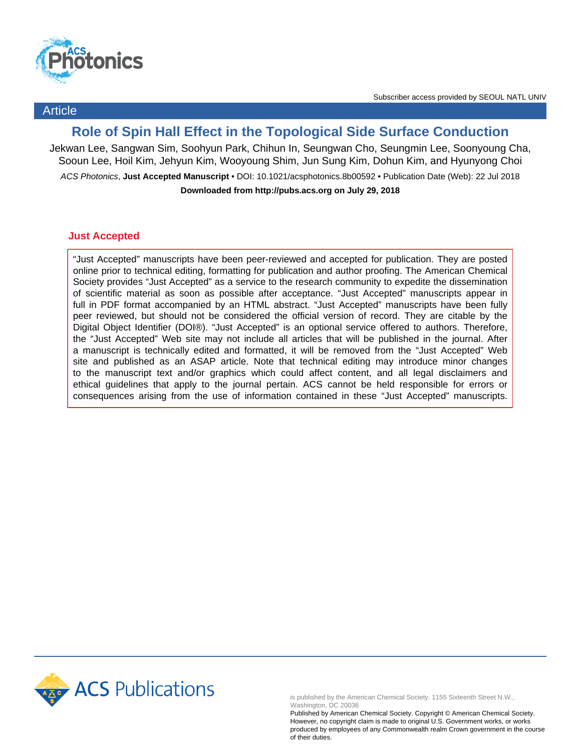Subscriber access provided by SEOUL NATL UNIV

Article

# Role of Spin Hall Effect in the Topological Side Surface Conduction

Jekwan Lee, Sangwan Sim, Soohyun Park, Chihun In, Seungwan Cho, Seungmin Lee, Soonyoung Cha, Sooun Lee, Hoil Kim, Jehyun Kim, Wooyoung Shim, Jun Sung Kim, Dohun Kim, and Hyunyong Choi

*ACS Photonics*, **Just Accepted Manuscript** • DOI: 10.1021/acsphotonics.8b00592 • Publication Date (Web): 22 Jul 2018

**Downloaded from http://pubs.acs.org on July 29, 2018**

## Just Accepted

"Just Accepted" manuscripts have been peer-reviewed and accepted for publication. They are posted online prior to technical editing, formatting for publication and author proofing. The American Chemical Society provides "Just Accepted" as a service to the research community to expedite the dissemination of scientific material as soon as possible after acceptance. "Just Accepted" manuscripts appear in full in PDF format accompanied by an HTML abstract. "Just Accepted" manuscripts have been fully peer reviewed, but should not be considered the official version of record. They are citable by the Digital Object Identifier (DOI®). "Just Accepted" is an optional service offered to authors. Therefore, the "Just Accepted" Web site may not include all articles that will be published in the journal. After a manuscript is technically edited and formatted, it will be removed from the "Just Accepted" Web site and published as an ASAP article. Note that technical editing may introduce minor changes to the manuscript text and/or graphics which could affect content, and all legal disclaimers and ethical guidelines that apply to the journal pertain. ACS cannot be held responsible for errors or consequences arising from the use of information contained in these "Just Accepted" manuscripts.

is published by the American Chemical Society. 1155 Sixteenth Street N.W., Washington, DC 20036

Published by American Chemical Society. Copyright © American Chemical Society. However, no copyright claim is made to original U.S. Government works, or works produced by employees of any Commonwealth realm Crown government in the course of their duties.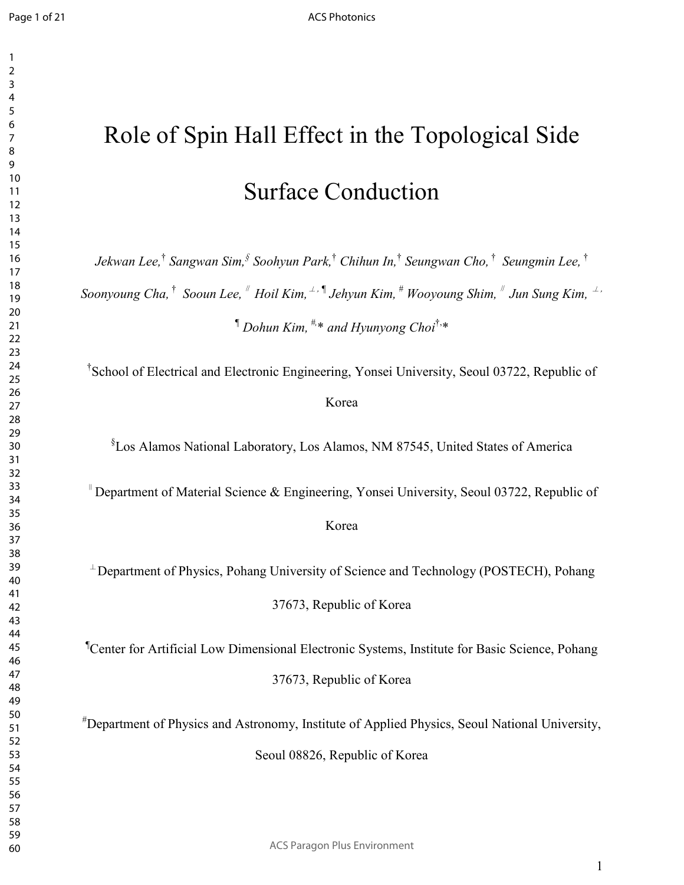# Role of Spin Hall Effect in the Topological Side Surface Conduction

*Jekwan Lee,*[†] *Sangwan Sim,*[§] *Soohyun Park,*[†] *Chihun In,*[†] *Seungwan Cho,*[†] *Seungmin Lee,*[†] *Soonyoung Cha,*[†] *Sooun Lee,*[‖] *Hoil Kim,*[⊥,¶] *Jehyun Kim,*[#] *Wooyoung Shim,*[‖] *Jun Sung Kim,*[⊥,¶] *Dohun Kim,*[#,*] *and Hyunyong Choi*[†,*]

[†]School of Electrical and Electronic Engineering, Yonsei University, Seoul 03722, Republic of Korea

[§]Los Alamos National Laboratory, Los Alamos, NM 87545, United States of America

[‖]Department of Material Science & Engineering, Yonsei University, Seoul 03722, Republic of Korea

[⊥]Department of Physics, Pohang University of Science and Technology (POSTECH), Pohang 37673, Republic of Korea

[¶]Center for Artificial Low Dimensional Electronic Systems, Institute for Basic Science, Pohang 37673, Republic of Korea

[#]Department of Physics and Astronomy, Institute of Applied Physics, Seoul National University, Seoul 08826, Republic of Korea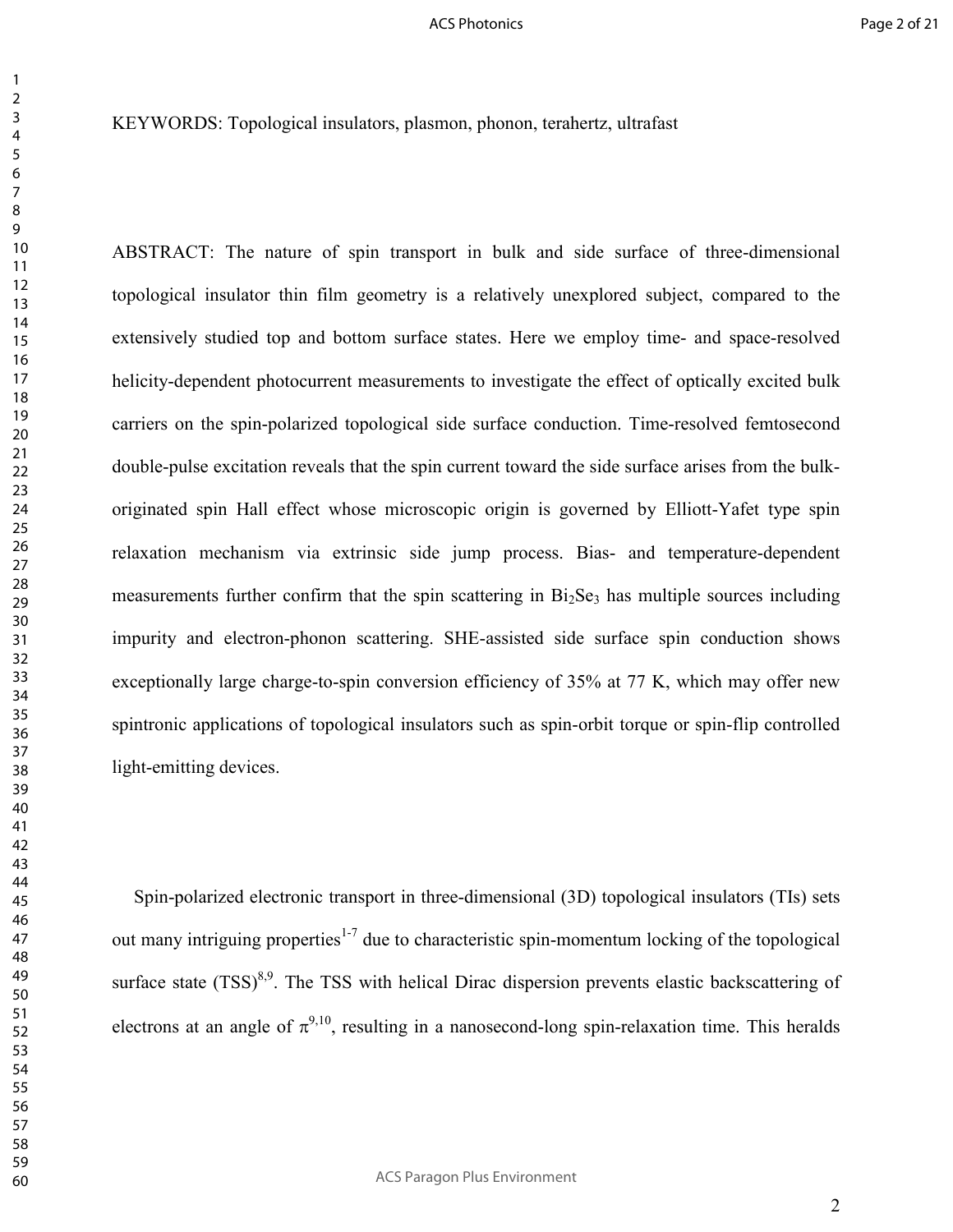KEYWORDS: Topological insulators, plasmon, phonon, terahertz, ultrafast

ABSTRACT: The nature of spin transport in bulk and side surface of three-dimensional topological insulator thin film geometry is a relatively unexplored subject, compared to the extensively studied top and bottom surface states. Here we employ time- and space-resolved helicity-dependent photocurrent measurements to investigate the effect of optically excited bulk carriers on the spin-polarized topological side surface conduction. Time-resolved femtosecond double-pulse excitation reveals that the spin current toward the side surface arises from the bulk-originated spin Hall effect whose microscopic origin is governed by Elliott-Yafet type spin relaxation mechanism via extrinsic side jump process. Bias- and temperature-dependent measurements further confirm that the spin scattering in $Bi_2Se_3$ has multiple sources including impurity and electron-phonon scattering. SHE-assisted side surface spin conduction shows exceptionally large charge-to-spin conversion efficiency of 35% at 77 K, which may offer new spintronic applications of topological insulators such as spin-orbit torque or spin-flip controlled light-emitting devices.

Spin-polarized electronic transport in three-dimensional (3D) topological insulators (TIs) sets out many intriguing properties[1-7] due to characteristic spin-momentum locking of the topological surface state (TSS)[8,9]. The TSS with helical Dirac dispersion prevents elastic backscattering of electrons at an angle of $\pi$[9,10], resulting in a nanosecond-long spin-relaxation time. This heralds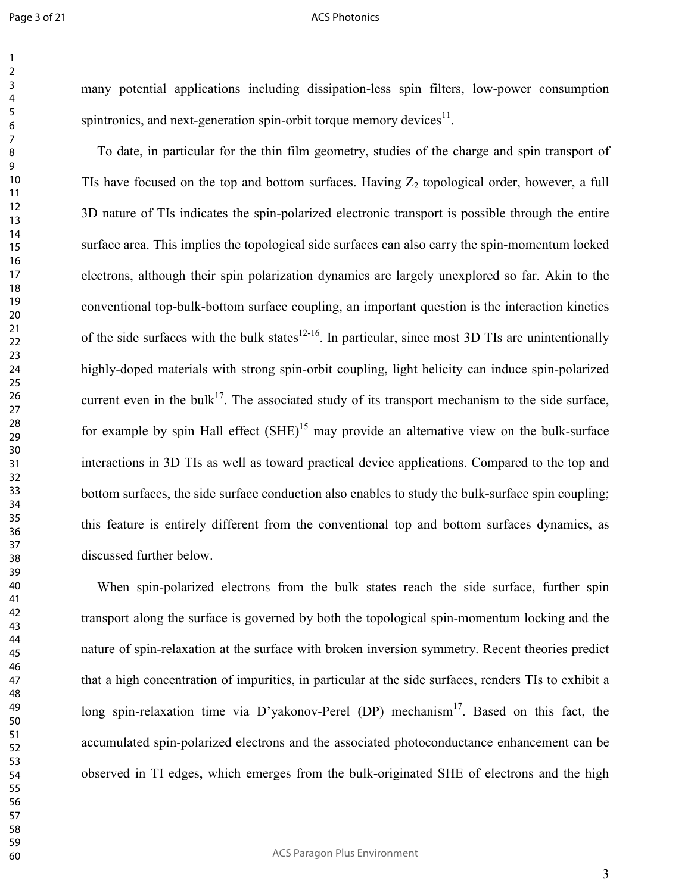many potential applications including dissipation-less spin filters, low-power consumption spintronics, and next-generation spin-orbit torque memory devices[11].

To date, in particular for the thin film geometry, studies of the charge and spin transport of TIs have focused on the top and bottom surfaces. Having $Z_2$ topological order, however, a full 3D nature of TIs indicates the spin-polarized electronic transport is possible through the entire surface area. This implies the topological side surfaces can also carry the spin-momentum locked electrons, although their spin polarization dynamics are largely unexplored so far. Akin to the conventional top-bulk-bottom surface coupling, an important question is the interaction kinetics of the side surfaces with the bulk states[12-16]. In particular, since most 3D TIs are unintentionally highly-doped materials with strong spin-orbit coupling, light helicity can induce spin-polarized current even in the bulk[17]. The associated study of its transport mechanism to the side surface, for example by spin Hall effect (SHE)[15] may provide an alternative view on the bulk-surface interactions in 3D TIs as well as toward practical device applications. Compared to the top and bottom surfaces, the side surface conduction also enables to study the bulk-surface spin coupling; this feature is entirely different from the conventional top and bottom surfaces dynamics, as discussed further below.

When spin-polarized electrons from the bulk states reach the side surface, further spin transport along the surface is governed by both the topological spin-momentum locking and the nature of spin-relaxation at the surface with broken inversion symmetry. Recent theories predict that a high concentration of impurities, in particular at the side surfaces, renders TIs to exhibit a long spin-relaxation time via D'yakonov-Perel (DP) mechanism[17]. Based on this fact, the accumulated spin-polarized electrons and the associated photoconductance enhancement can be observed in TI edges, which emerges from the bulk-originated SHE of electrons and the high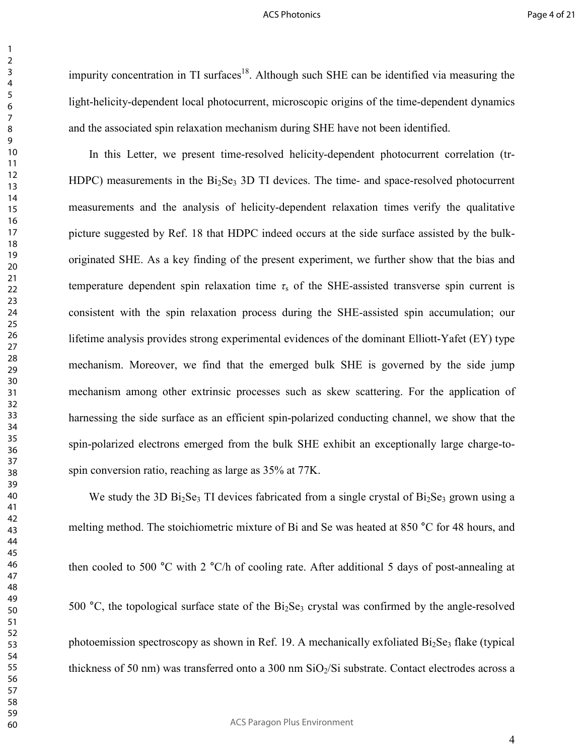impurity concentration in TI surfaces[18]. Although such SHE can be identified via measuring the light-helicity-dependent local photocurrent, microscopic origins of the time-dependent dynamics and the associated spin relaxation mechanism during SHE have not been identified.

In this Letter, we present time-resolved helicity-dependent photocurrent correlation (tr-HDPC) measurements in the $Bi_2Se_3$ 3D TI devices. The time- and space-resolved photocurrent measurements and the analysis of helicity-dependent relaxation times verify the qualitative picture suggested by Ref. 18 that HDPC indeed occurs at the side surface assisted by the bulk-originated SHE. As a key finding of the present experiment, we further show that the bias and temperature dependent spin relaxation time $\tau_s$ of the SHE-assisted transverse spin current is consistent with the spin relaxation process during the SHE-assisted spin accumulation; our lifetime analysis provides strong experimental evidences of the dominant Elliott-Yafet (EY) type mechanism. Moreover, we find that the emerged bulk SHE is governed by the side jump mechanism among other extrinsic processes such as skew scattering. For the application of harnessing the side surface as an efficient spin-polarized conducting channel, we show that the spin-polarized electrons emerged from the bulk SHE exhibit an exceptionally large charge-to-spin conversion ratio, reaching as large as 35% at 77K.

We study the 3D $Bi_2Se_3$ TI devices fabricated from a single crystal of $Bi_2Se_3$ grown using a melting method. The stoichiometric mixture of Bi and Se was heated at 850 °C for 48 hours, and then cooled to 500 °C with 2 °C/h of cooling rate. After additional 5 days of post-annealing at 500 °C, the topological surface state of the $Bi_2Se_3$ crystal was confirmed by the angle-resolved photoemission spectroscopy as shown in Ref. 19. A mechanically exfoliated $Bi_2Se_3$ flake (typical thickness of 50 nm) was transferred onto a 300 nm $SiO_2$/Si substrate. Contact electrodes across a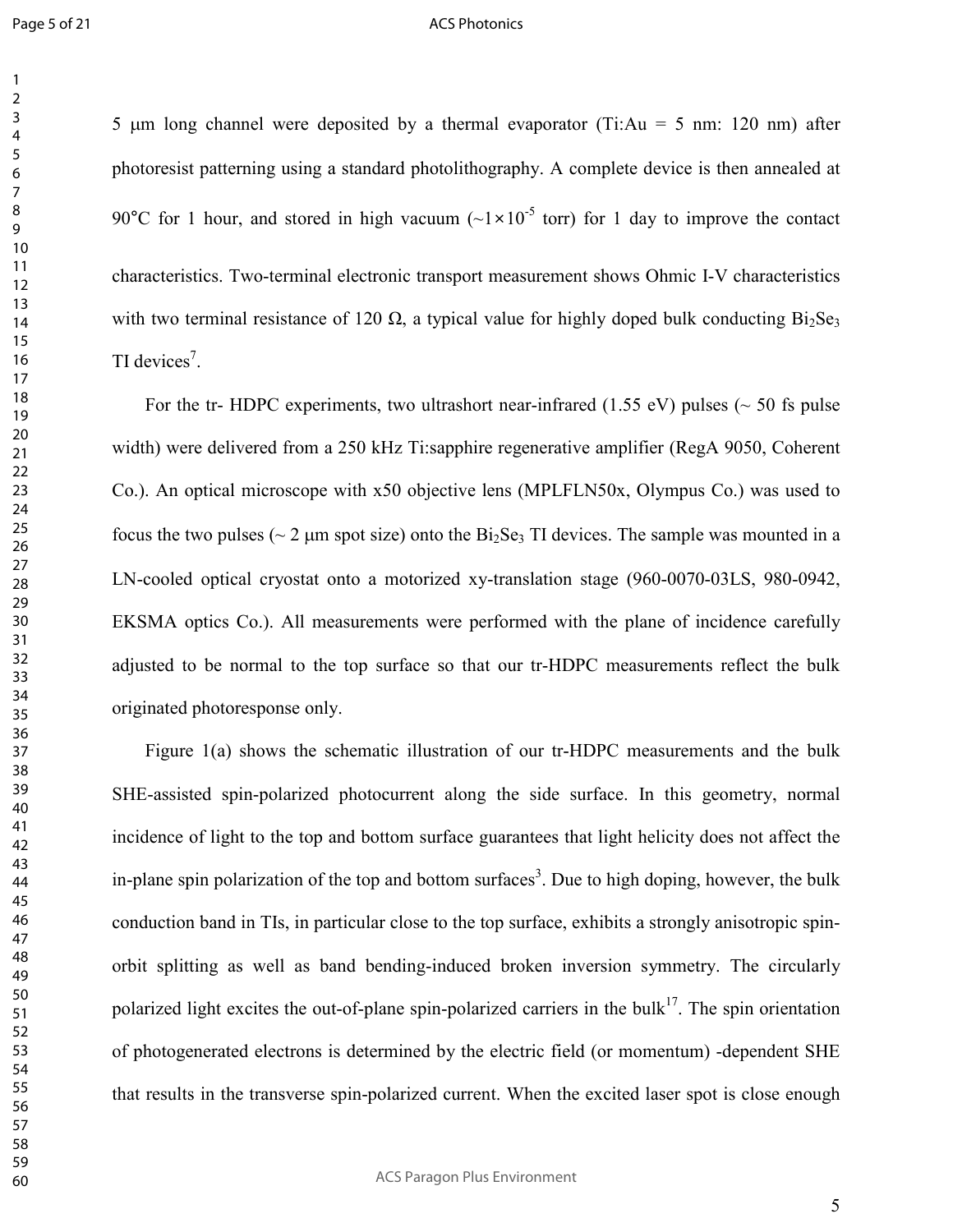5 μm long channel were deposited by a thermal evaporator (Ti:Au = 5 nm: 120 nm) after photoresist patterning using a standard photolithography. A complete device is then annealed at 90°C for 1 hour, and stored in high vacuum (~$1\times10^{-5}$ torr) for 1 day to improve the contact characteristics. Two-terminal electronic transport measurement shows Ohmic I-V characteristics with two terminal resistance of 120 Ω, a typical value for highly doped bulk conducting $Bi_2Se_3$ TI devices[7].

For the tr- HDPC experiments, two ultrashort near-infrared (1.55 eV) pulses (~ 50 fs pulse width) were delivered from a 250 kHz Ti:sapphire regenerative amplifier (RegA 9050, Coherent Co.). An optical microscope with x50 objective lens (MPLFLN50x, Olympus Co.) was used to focus the two pulses (~ 2 μm spot size) onto the $Bi_2Se_3$ TI devices. The sample was mounted in a LN-cooled optical cryostat onto a motorized xy-translation stage (960-0070-03LS, 980-0942, EKSMA optics Co.). All measurements were performed with the plane of incidence carefully adjusted to be normal to the top surface so that our tr-HDPC measurements reflect the bulk originated photoresponse only.

Figure 1(a) shows the schematic illustration of our tr-HDPC measurements and the bulk SHE-assisted spin-polarized photocurrent along the side surface. In this geometry, normal incidence of light to the top and bottom surface guarantees that light helicity does not affect the in-plane spin polarization of the top and bottom surfaces[3]. Due to high doping, however, the bulk conduction band in TIs, in particular close to the top surface, exhibits a strongly anisotropic spin-orbit splitting as well as band bending-induced broken inversion symmetry. The circularly polarized light excites the out-of-plane spin-polarized carriers in the bulk[17]. The spin orientation of photogenerated electrons is determined by the electric field (or momentum) -dependent SHE that results in the transverse spin-polarized current. When the excited laser spot is close enough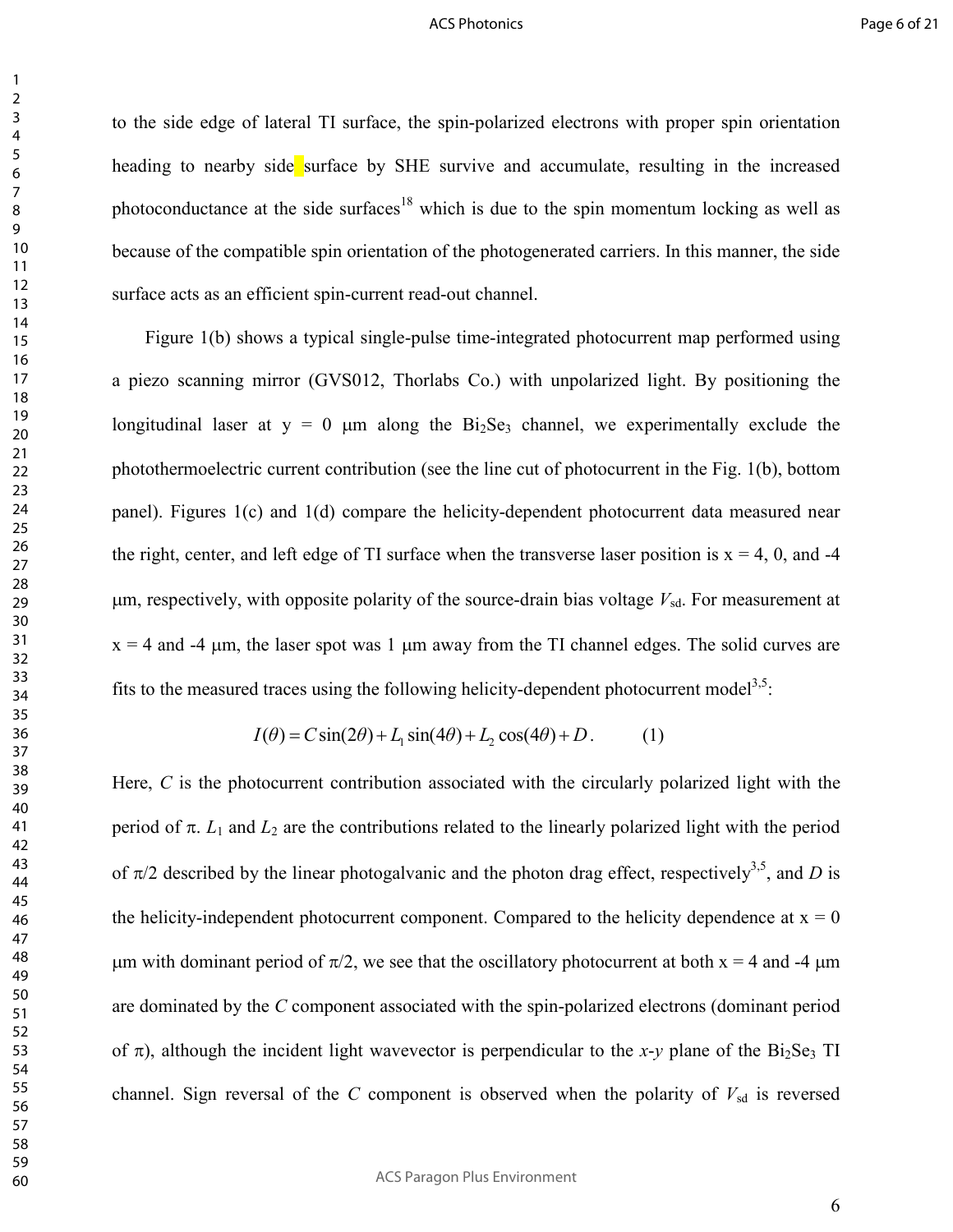to the side edge of lateral TI surface, the spin-polarized electrons with proper spin orientation heading to nearby side surface by SHE survive and accumulate, resulting in the increased photoconductance at the side surfaces[18] which is due to the spin momentum locking as well as because of the compatible spin orientation of the photogenerated carriers. In this manner, the side surface acts as an efficient spin-current read-out channel.

Figure 1(b) shows a typical single-pulse time-integrated photocurrent map performed using a piezo scanning mirror (GVS012, Thorlabs Co.) with unpolarized light. By positioning the longitudinal laser at y = 0 μm along the $Bi_2Se_3$ channel, we experimentally exclude the photothermoelectric current contribution (see the line cut of photocurrent in the Fig. 1(b), bottom panel). Figures 1(c) and 1(d) compare the helicity-dependent photocurrent data measured near the right, center, and left edge of TI surface when the transverse laser position is x = 4, 0, and -4 μm, respectively, with opposite polarity of the source-drain bias voltage $V_{sd}$. For measurement at x = 4 and -4 μm, the laser spot was 1 μm away from the TI channel edges. The solid curves are fits to the measured traces using the following helicity-dependent photocurrent model[3,5]:

$$I(\theta) = C\sin(2\theta) + L_1\sin(4\theta) + L_2\cos(4\theta) + D. \qquad (1)$$

Here, $C$ is the photocurrent contribution associated with the circularly polarized light with the period of π. $L_1$ and $L_2$ are the contributions related to the linearly polarized light with the period of π/2 described by the linear photogalvanic and the photon drag effect, respectively[3,5], and $D$ is the helicity-independent photocurrent component. Compared to the helicity dependence at x = 0 μm with dominant period of π/2, we see that the oscillatory photocurrent at both x = 4 and -4 μm are dominated by the $C$ component associated with the spin-polarized electrons (dominant period of π), although the incident light wavevector is perpendicular to the $x$-$y$ plane of the $Bi_2Se_3$ TI channel. Sign reversal of the $C$ component is observed when the polarity of $V_{sd}$ is reversed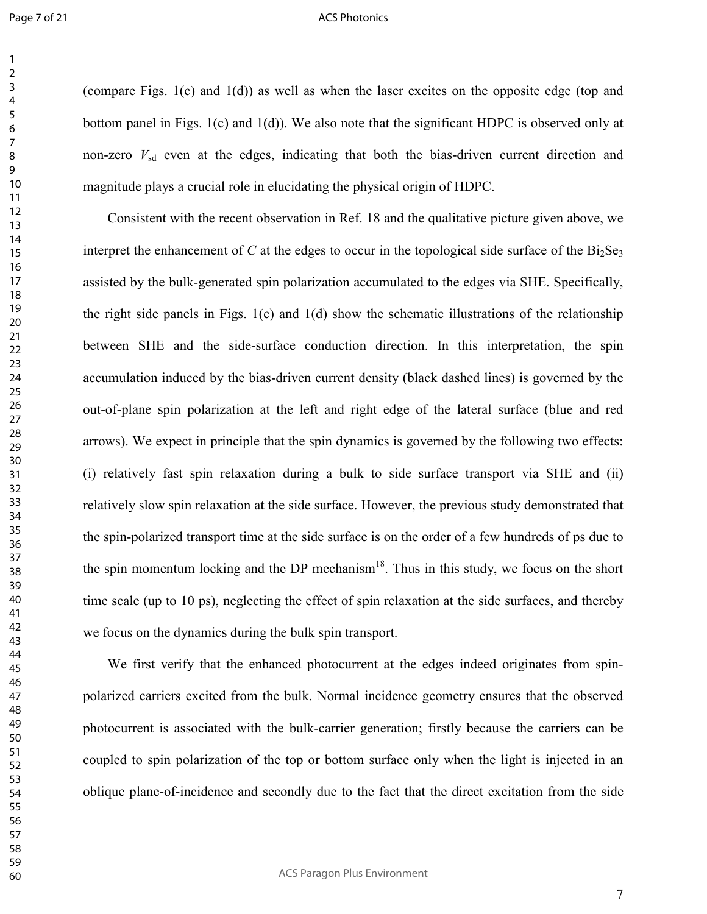(compare Figs. 1(c) and 1(d)) as well as when the laser excites on the opposite edge (top and bottom panel in Figs. 1(c) and 1(d)). We also note that the significant HDPC is observed only at non-zero $V_{sd}$ even at the edges, indicating that both the bias-driven current direction and magnitude plays a crucial role in elucidating the physical origin of HDPC.

Consistent with the recent observation in Ref. 18 and the qualitative picture given above, we interpret the enhancement of $C$ at the edges to occur in the topological side surface of the $Bi_2Se_3$ assisted by the bulk-generated spin polarization accumulated to the edges via SHE. Specifically, the right side panels in Figs. 1(c) and 1(d) show the schematic illustrations of the relationship between SHE and the side-surface conduction direction. In this interpretation, the spin accumulation induced by the bias-driven current density (black dashed lines) is governed by the out-of-plane spin polarization at the left and right edge of the lateral surface (blue and red arrows). We expect in principle that the spin dynamics is governed by the following two effects: (i) relatively fast spin relaxation during a bulk to side surface transport via SHE and (ii) relatively slow spin relaxation at the side surface. However, the previous study demonstrated that the spin-polarized transport time at the side surface is on the order of a few hundreds of ps due to the spin momentum locking and the DP mechanism[18]. Thus in this study, we focus on the short time scale (up to 10 ps), neglecting the effect of spin relaxation at the side surfaces, and thereby we focus on the dynamics during the bulk spin transport.

We first verify that the enhanced photocurrent at the edges indeed originates from spin-polarized carriers excited from the bulk. Normal incidence geometry ensures that the observed photocurrent is associated with the bulk-carrier generation; firstly because the carriers can be coupled to spin polarization of the top or bottom surface only when the light is injected in an oblique plane-of-incidence and secondly due to the fact that the direct excitation from the side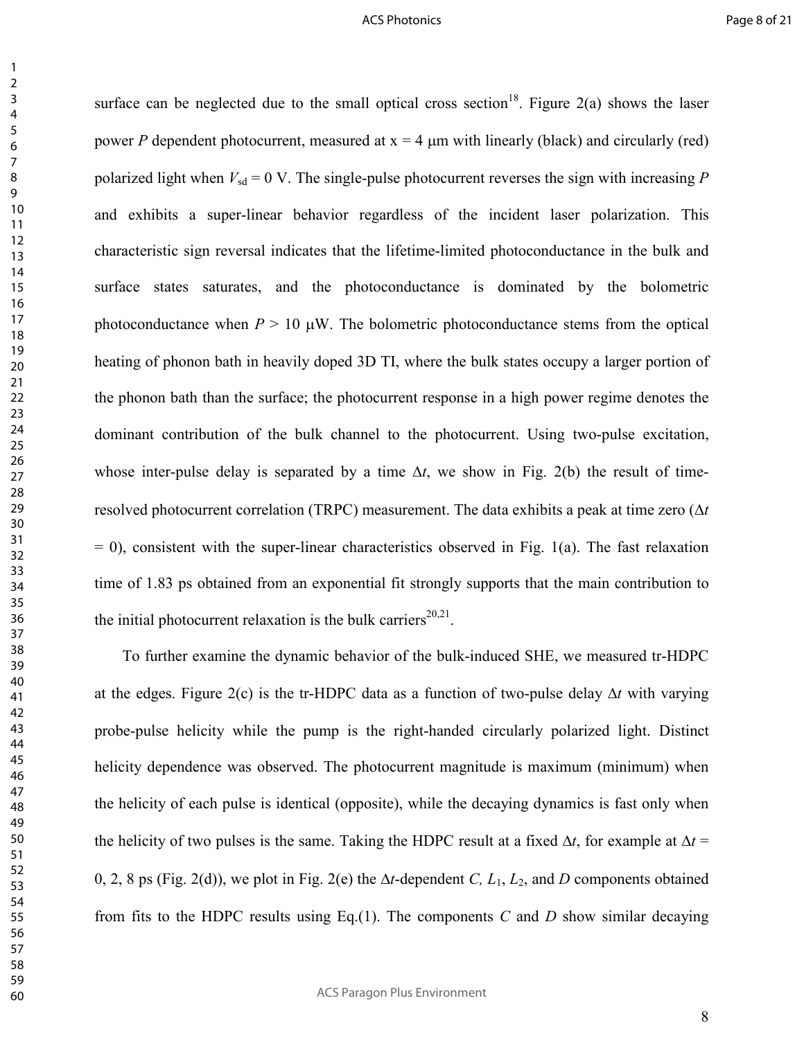surface can be neglected due to the small optical cross section[18]. Figure 2(a) shows the laser power $P$ dependent photocurrent, measured at x = 4 μm with linearly (black) and circularly (red) polarized light when $V_{sd}$ = 0 V. The single-pulse photocurrent reverses the sign with increasing $P$ and exhibits a super-linear behavior regardless of the incident laser polarization. This characteristic sign reversal indicates that the lifetime-limited photoconductance in the bulk and surface states saturates, and the photoconductance is dominated by the bolometric photoconductance when $P$ > 10 μW. The bolometric photoconductance stems from the optical heating of phonon bath in heavily doped 3D TI, where the bulk states occupy a larger portion of the phonon bath than the surface; the photocurrent response in a high power regime denotes the dominant contribution of the bulk channel to the photocurrent. Using two-pulse excitation, whose inter-pulse delay is separated by a time $\Delta t$, we show in Fig. 2(b) the result of time-resolved photocurrent correlation (TRPC) measurement. The data exhibits a peak at time zero ($\Delta t$ = 0), consistent with the super-linear characteristics observed in Fig. 1(a). The fast relaxation time of 1.83 ps obtained from an exponential fit strongly supports that the main contribution to the initial photocurrent relaxation is the bulk carriers[20,21].

To further examine the dynamic behavior of the bulk-induced SHE, we measured tr-HDPC at the edges. Figure 2(c) is the tr-HDPC data as a function of two-pulse delay $\Delta t$ with varying probe-pulse helicity while the pump is the right-handed circularly polarized light. Distinct helicity dependence was observed. The photocurrent magnitude is maximum (minimum) when the helicity of each pulse is identical (opposite), while the decaying dynamics is fast only when the helicity of two pulses is the same. Taking the HDPC result at a fixed $\Delta t$, for example at $\Delta t$ = 0, 2, 8 ps (Fig. 2(d)), we plot in Fig. 2(e) the $\Delta t$-dependent $C$, $L_1$, $L_2$, and $D$ components obtained from fits to the HDPC results using Eq.(1). The components $C$ and $D$ show similar decaying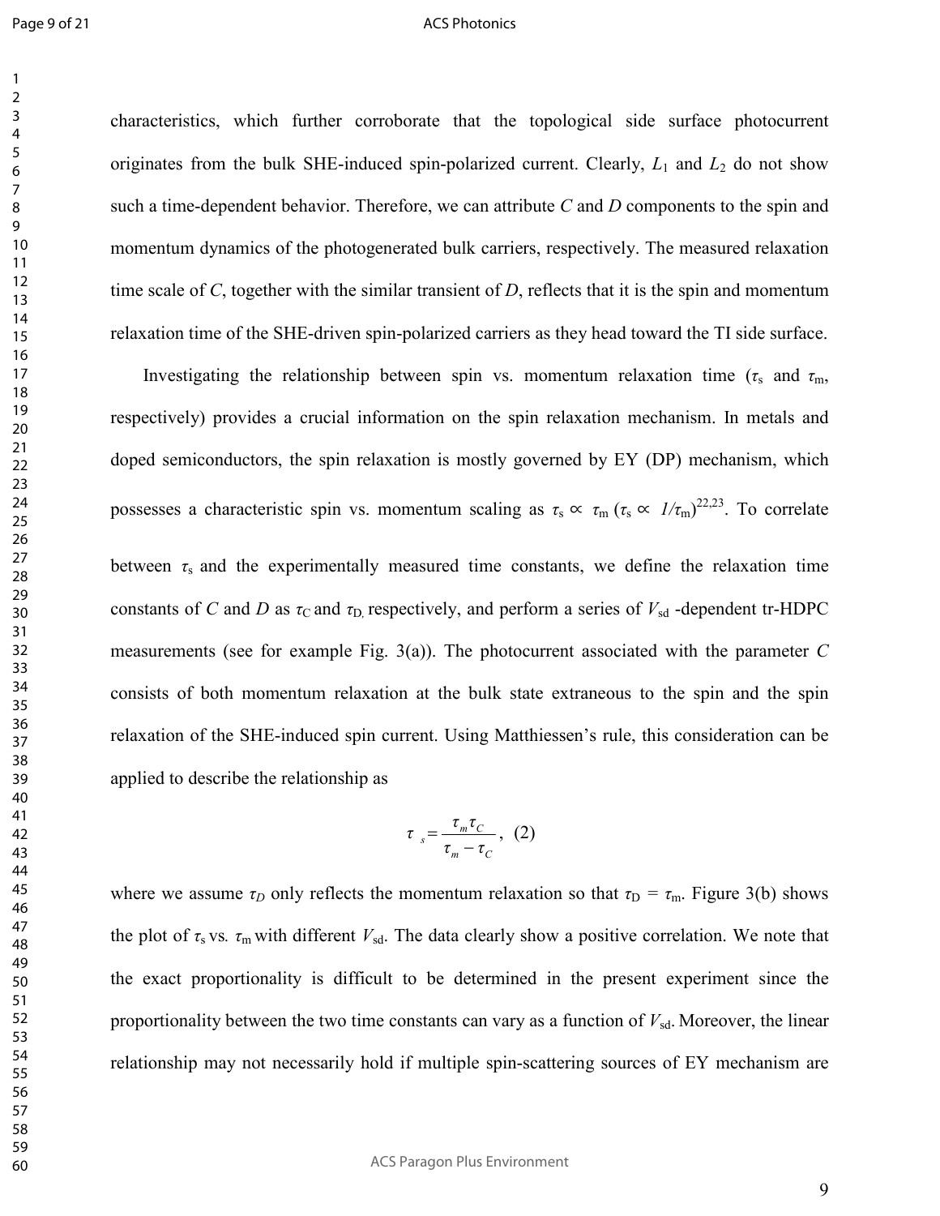characteristics, which further corroborate that the topological side surface photocurrent originates from the bulk SHE-induced spin-polarized current. Clearly, $L_1$ and $L_2$ do not show such a time-dependent behavior. Therefore, we can attribute $C$ and $D$ components to the spin and momentum dynamics of the photogenerated bulk carriers, respectively. The measured relaxation time scale of $C$, together with the similar transient of $D$, reflects that it is the spin and momentum relaxation time of the SHE-driven spin-polarized carriers as they head toward the TI side surface.

Investigating the relationship between spin vs. momentum relaxation time ($\tau_s$ and $\tau_m$, respectively) provides a crucial information on the spin relaxation mechanism. In metals and doped semiconductors, the spin relaxation is mostly governed by EY (DP) mechanism, which possesses a characteristic spin vs. momentum scaling as $\tau_s \propto \tau_m$ ($\tau_s \propto 1/\tau_m$)[22,23]. To correlate between $\tau_s$ and the experimentally measured time constants, we define the relaxation time constants of $C$ and $D$ as $\tau_C$ and $\tau_D$, respectively, and perform a series of $V_{sd}$ -dependent tr-HDPC measurements (see for example Fig. 3(a)). The photocurrent associated with the parameter $C$ consists of both momentum relaxation at the bulk state extraneous to the spin and the spin relaxation of the SHE-induced spin current. Using Matthiessen's rule, this consideration can be applied to describe the relationship as

$$\tau_s = \frac{\tau_m \tau_C}{\tau_m - \tau_C}, \quad (2)$$

where we assume $\tau_D$ only reflects the momentum relaxation so that $\tau_D = \tau_m$. Figure 3(b) shows the plot of $\tau_s$ vs. $\tau_m$ with different $V_{sd}$. The data clearly show a positive correlation. We note that the exact proportionality is difficult to be determined in the present experiment since the proportionality between the two time constants can vary as a function of $V_{sd}$. Moreover, the linear relationship may not necessarily hold if multiple spin-scattering sources of EY mechanism are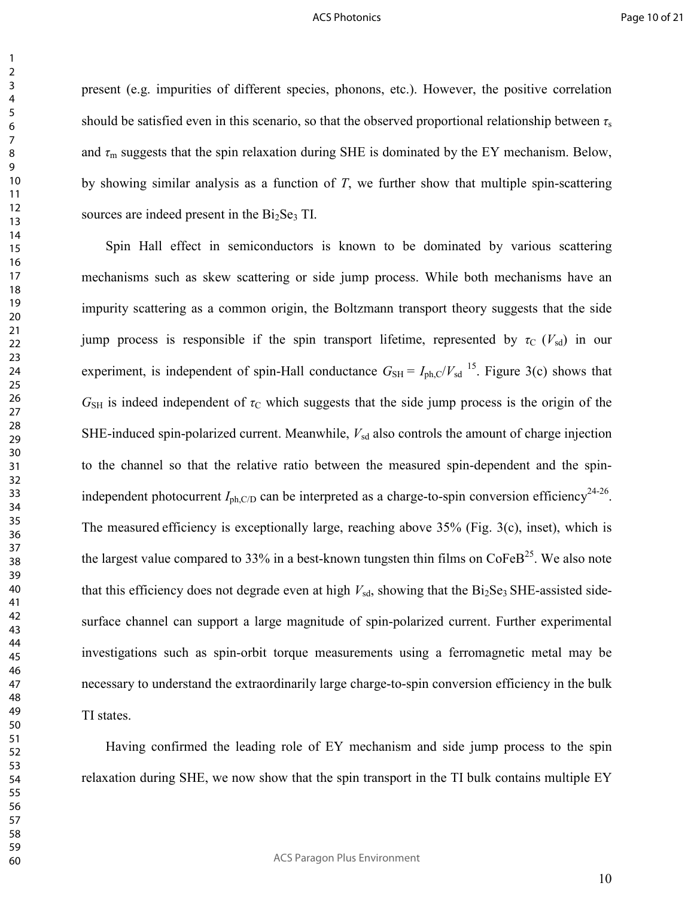present (e.g. impurities of different species, phonons, etc.). However, the positive correlation should be satisfied even in this scenario, so that the observed proportional relationship between $\tau_s$ and $\tau_m$ suggests that the spin relaxation during SHE is dominated by the EY mechanism. Below, by showing similar analysis as a function of $T$, we further show that multiple spin-scattering sources are indeed present in the $Bi_2Se_3$ TI.

Spin Hall effect in semiconductors is known to be dominated by various scattering mechanisms such as skew scattering or side jump process. While both mechanisms have an impurity scattering as a common origin, the Boltzmann transport theory suggests that the side jump process is responsible if the spin transport lifetime, represented by $\tau_C$ ($V_{sd}$) in our experiment, is independent of spin-Hall conductance $G_{SH} = I_{ph,C}/V_{sd}$ [15]. Figure 3(c) shows that $G_{SH}$ is indeed independent of $\tau_C$ which suggests that the side jump process is the origin of the SHE-induced spin-polarized current. Meanwhile, $V_{sd}$ also controls the amount of charge injection to the channel so that the relative ratio between the measured spin-dependent and the spin-independent photocurrent $I_{ph,C/D}$ can be interpreted as a charge-to-spin conversion efficiency[24-26]. The measured efficiency is exceptionally large, reaching above 35% (Fig. 3(c), inset), which is the largest value compared to 33% in a best-known tungsten thin films on CoFeB[25]. We also note that this efficiency does not degrade even at high $V_{sd}$, showing that the $Bi_2Se_3$ SHE-assisted side-surface channel can support a large magnitude of spin-polarized current. Further experimental investigations such as spin-orbit torque measurements using a ferromagnetic metal may be necessary to understand the extraordinarily large charge-to-spin conversion efficiency in the bulk TI states.

Having confirmed the leading role of EY mechanism and side jump process to the spin relaxation during SHE, we now show that the spin transport in the TI bulk contains multiple EY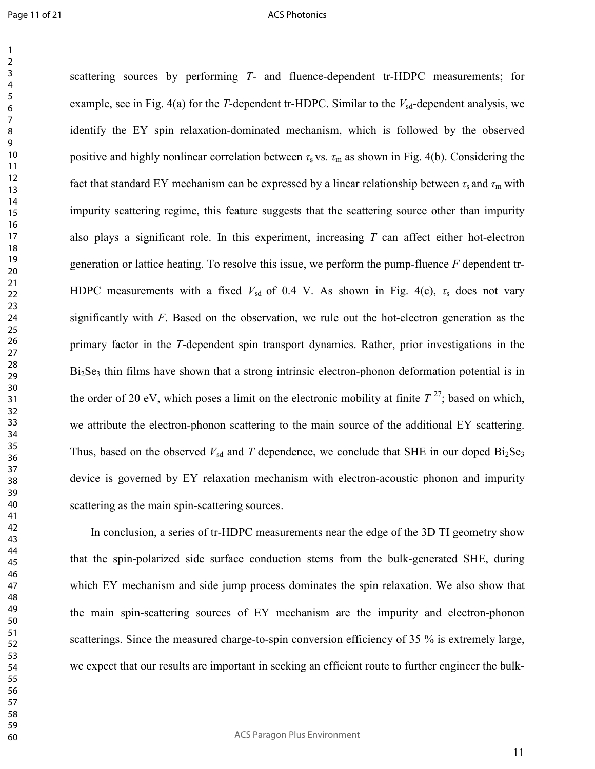scattering sources by performing $T$- and fluence-dependent tr-HDPC measurements; for example, see in Fig. 4(a) for the $T$-dependent tr-HDPC. Similar to the $V_{sd}$-dependent analysis, we identify the EY spin relaxation-dominated mechanism, which is followed by the observed positive and highly nonlinear correlation between $\tau_s$ vs. $\tau_m$ as shown in Fig. 4(b). Considering the fact that standard EY mechanism can be expressed by a linear relationship between $\tau_s$ and $\tau_m$ with impurity scattering regime, this feature suggests that the scattering source other than impurity also plays a significant role. In this experiment, increasing $T$ can affect either hot-electron generation or lattice heating. To resolve this issue, we perform the pump-fluence $F$ dependent tr-HDPC measurements with a fixed $V_{sd}$ of 0.4 V. As shown in Fig. 4(c), $\tau_s$ does not vary significantly with $F$. Based on the observation, we rule out the hot-electron generation as the primary factor in the $T$-dependent spin transport dynamics. Rather, prior investigations in the $Bi_2Se_3$ thin films have shown that a strong intrinsic electron-phonon deformation potential is in the order of 20 eV, which poses a limit on the electronic mobility at finite $T$ [27]; based on which, we attribute the electron-phonon scattering to the main source of the additional EY scattering. Thus, based on the observed $V_{sd}$ and $T$ dependence, we conclude that SHE in our doped $Bi_2Se_3$ device is governed by EY relaxation mechanism with electron-acoustic phonon and impurity scattering as the main spin-scattering sources.

In conclusion, a series of tr-HDPC measurements near the edge of the 3D TI geometry show that the spin-polarized side surface conduction stems from the bulk-generated SHE, during which EY mechanism and side jump process dominates the spin relaxation. We also show that the main spin-scattering sources of EY mechanism are the impurity and electron-phonon scatterings. Since the measured charge-to-spin conversion efficiency of 35 % is extremely large, we expect that our results are important in seeking an efficient route to further engineer the bulk-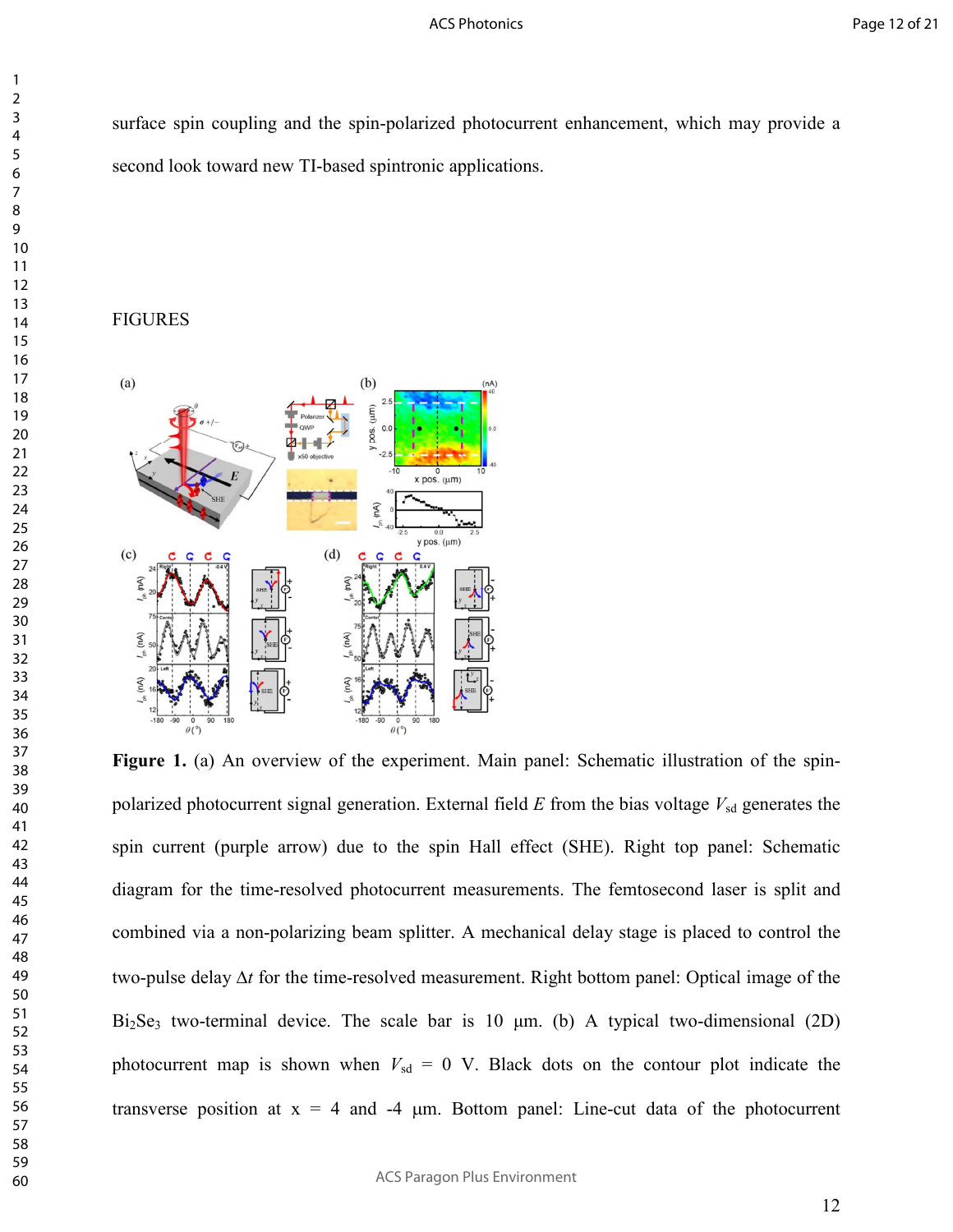surface spin coupling and the spin-polarized photocurrent enhancement, which may provide a second look toward new TI-based spintronic applications.

## FIGURES

**Figure 1.** (a) An overview of the experiment. Main panel: Schematic illustration of the spin-polarized photocurrent signal generation. External field $E$ from the bias voltage $V_{sd}$ generates the spin current (purple arrow) due to the spin Hall effect (SHE). Right top panel: Schematic diagram for the time-resolved photocurrent measurements. The femtosecond laser is split and combined via a non-polarizing beam splitter. A mechanical delay stage is placed to control the two-pulse delay $\Delta t$ for the time-resolved measurement. Right bottom panel: Optical image of the $Bi_2Se_3$ two-terminal device. The scale bar is 10 μm. (b) A typical two-dimensional (2D) photocurrent map is shown when $V_{sd}$ = 0 V. Black dots on the contour plot indicate the transverse position at x = 4 and -4 μm. Bottom panel: Line-cut data of the photocurrent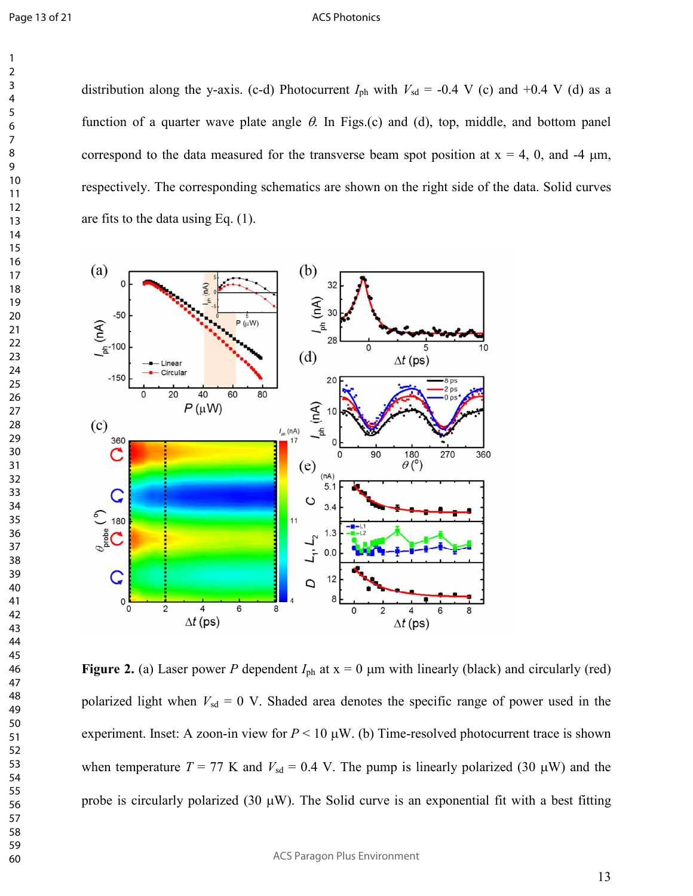distribution along the y-axis. (c-d) Photocurrent $I_{ph}$ with $V_{sd}$ = -0.4 V (c) and +0.4 V (d) as a function of a quarter wave plate angle $\theta$. In Figs.(c) and (d), top, middle, and bottom panel correspond to the data measured for the transverse beam spot position at x = 4, 0, and -4 μm, respectively. The corresponding schematics are shown on the right side of the data. Solid curves are fits to the data using Eq. (1).

**Figure 2.** (a) Laser power $P$ dependent $I_{ph}$ at x = 0 μm with linearly (black) and circularly (red) polarized light when $V_{sd}$ = 0 V. Shaded area denotes the specific range of power used in the experiment. Inset: A zoon-in view for $P$ < 10 μW. (b) Time-resolved photocurrent trace is shown when temperature $T$ = 77 K and $V_{sd}$ = 0.4 V. The pump is linearly polarized (30 μW) and the probe is circularly polarized (30 μW). The Solid curve is an exponential fit with a best fitting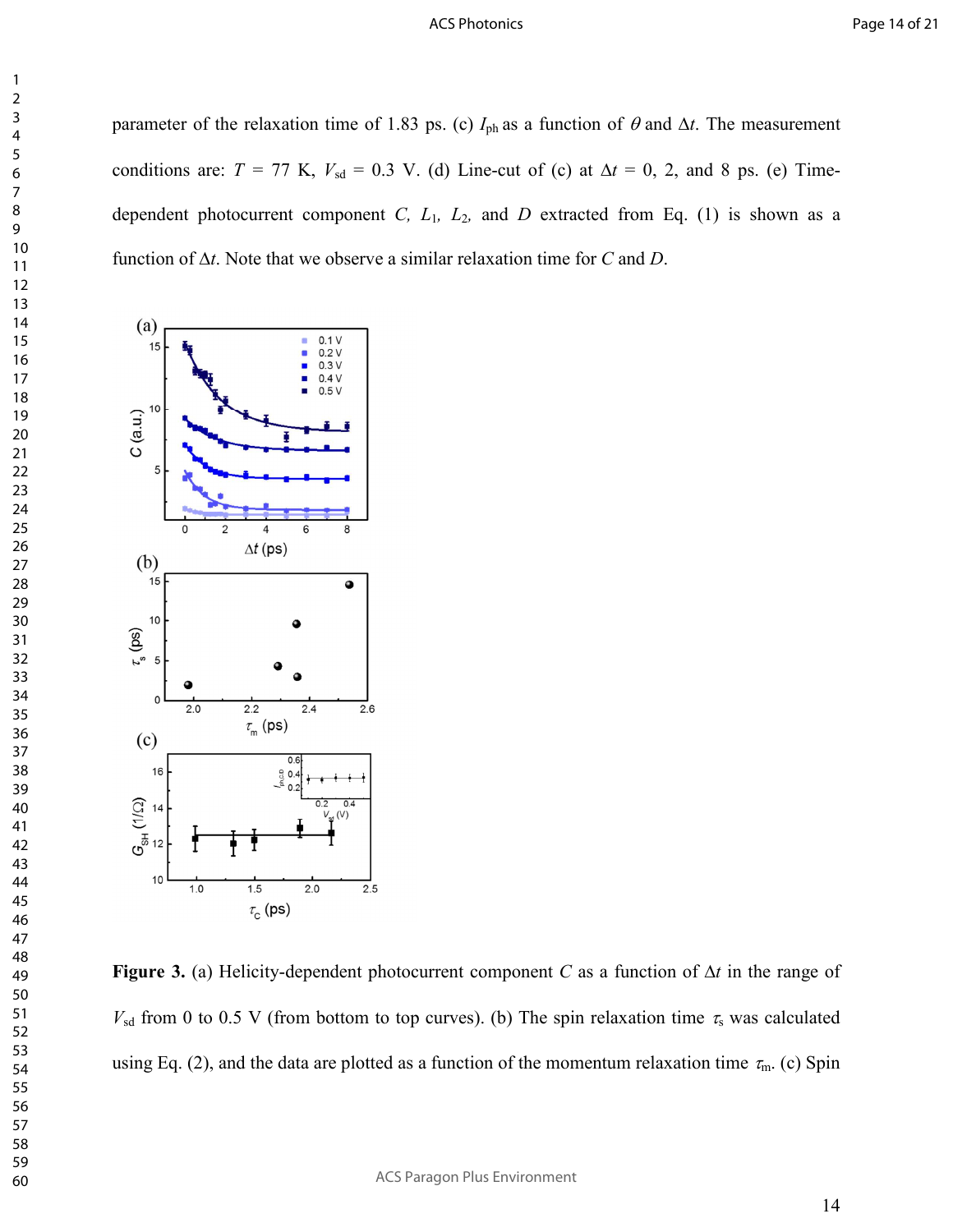parameter of the relaxation time of 1.83 ps. (c) $I_{ph}$ as a function of $\theta$ and $\Delta t$. The measurement conditions are: $T$ = 77 K, $V_{sd}$ = 0.3 V. (d) Line-cut of (c) at $\Delta t$ = 0, 2, and 8 ps. (e) Time-dependent photocurrent component $C$, $L_1$, $L_2$, and $D$ extracted from Eq. (1) is shown as a function of $\Delta t$. Note that we observe a similar relaxation time for $C$ and $D$.

**Figure 3.** (a) Helicity-dependent photocurrent component $C$ as a function of $\Delta t$ in the range of $V_{sd}$ from 0 to 0.5 V (from bottom to top curves). (b) The spin relaxation time $\tau_s$ was calculated using Eq. (2), and the data are plotted as a function of the momentum relaxation time $\tau_m$. (c) Spin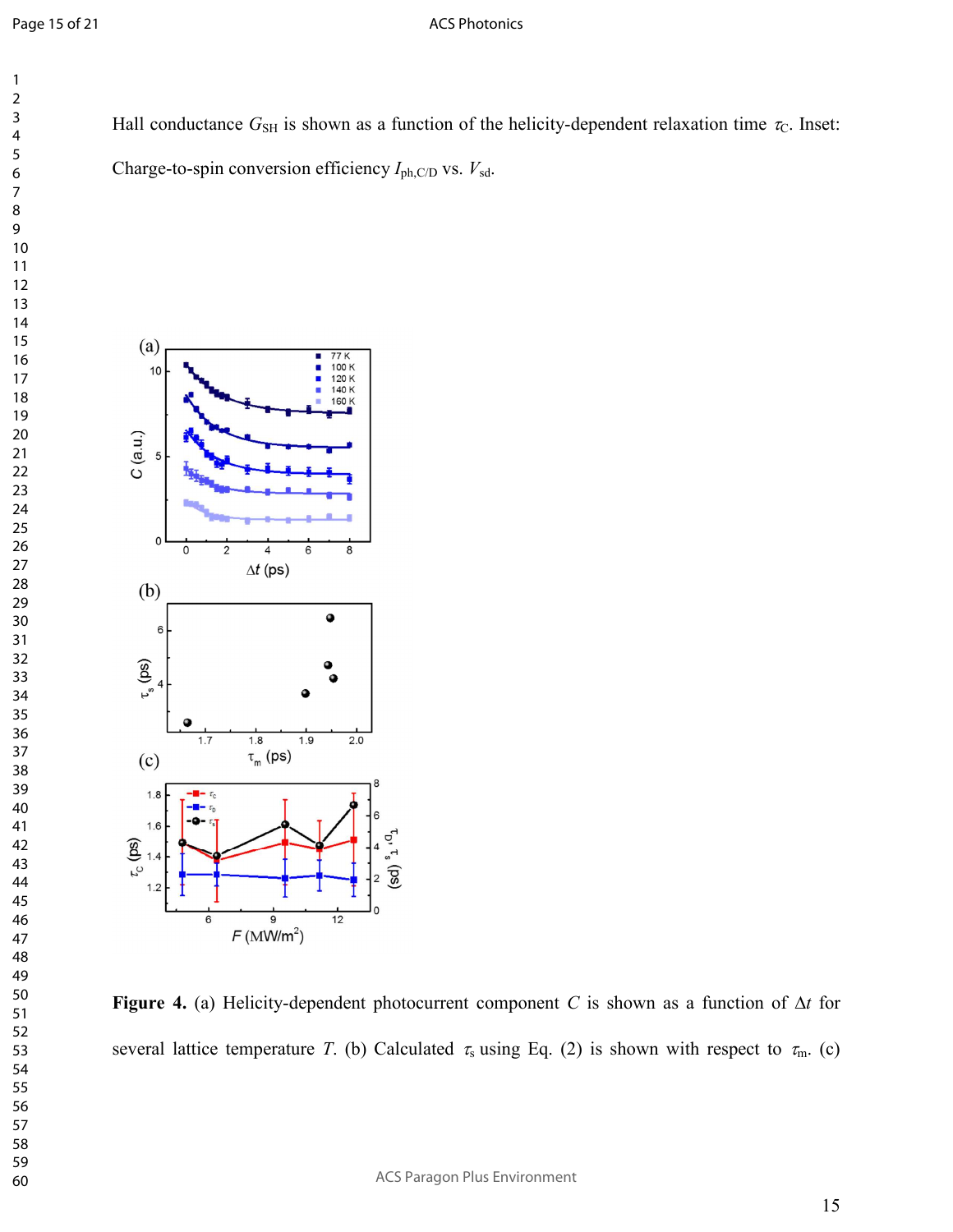Hall conductance $G_{SH}$ is shown as a function of the helicity-dependent relaxation time $\tau_C$. Inset: Charge-to-spin conversion efficiency $I_{ph,C/D}$ vs. $V_{sd}$.

**Figure 4.** (a) Helicity-dependent photocurrent component $C$ is shown as a function of $\Delta t$ for several lattice temperature $T$. (b) Calculated $\tau_s$ using Eq. (2) is shown with respect to $\tau_m$. (c)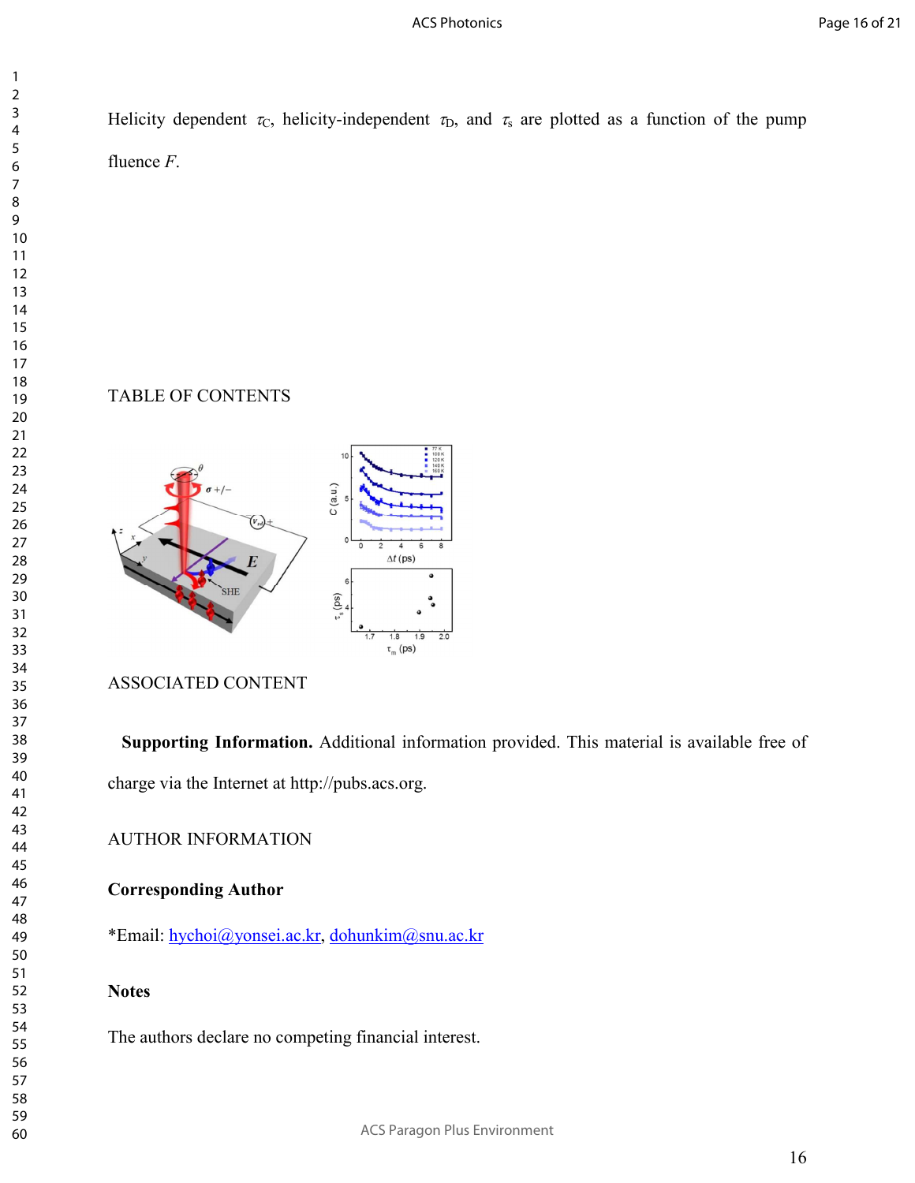Helicity dependent $\tau_C$, helicity-independent $\tau_D$, and $\tau_s$ are plotted as a function of the pump fluence $F$.

TABLE OF CONTENTS

ASSOCIATED CONTENT

**Supporting Information.** Additional information provided. This material is available free of charge via the Internet at http://pubs.acs.org.

AUTHOR INFORMATION

**Corresponding Author**

*Email: hychoi@yonsei.ac.kr, dohunkim@snu.ac.kr

**Notes**

The authors declare no competing financial interest.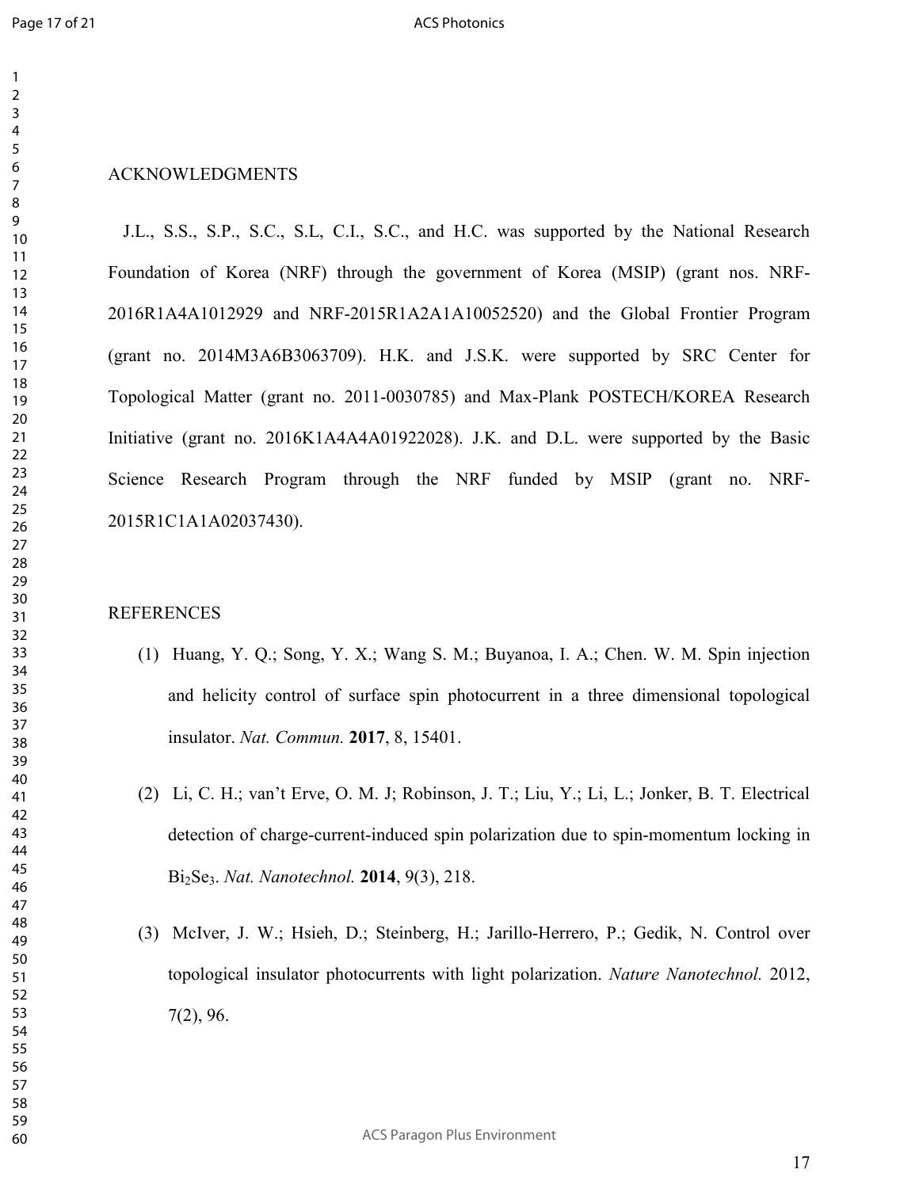## ACKNOWLEDGMENTS

J.L., S.S., S.P., S.C., S.L, C.I., S.C., and H.C. was supported by the National Research Foundation of Korea (NRF) through the government of Korea (MSIP) (grant nos. NRF-2016R1A4A1012929 and NRF-2015R1A2A1A10052520) and the Global Frontier Program (grant no. 2014M3A6B3063709). H.K. and J.S.K. were supported by SRC Center for Topological Matter (grant no. 2011-0030785) and Max-Plank POSTECH/KOREA Research Initiative (grant no. 2016K1A4A4A01922028). J.K. and D.L. were supported by the Basic Science Research Program through the NRF funded by MSIP (grant no. NRF-2015R1C1A1A02037430).

## REFERENCES

(1) Huang, Y. Q.; Song, Y. X.; Wang S. M.; Buyanoa, I. A.; Chen. W. M. Spin injection and helicity control of surface spin photocurrent in a three dimensional topological insulator. *Nat. Commun.* **2017**, 8, 15401.

(2) Li, C. H.; van't Erve, O. M. J; Robinson, J. T.; Liu, Y.; Li, L.; Jonker, B. T. Electrical detection of charge-current-induced spin polarization due to spin-momentum locking in $Bi_2Se_3$. *Nat. Nanotechnol.* **2014**, 9(3), 218.

(3) McIver, J. W.; Hsieh, D.; Steinberg, H.; Jarillo-Herrero, P.; Gedik, N. Control over topological insulator photocurrents with light polarization. *Nature Nanotechnol.* 2012, 7(2), 96.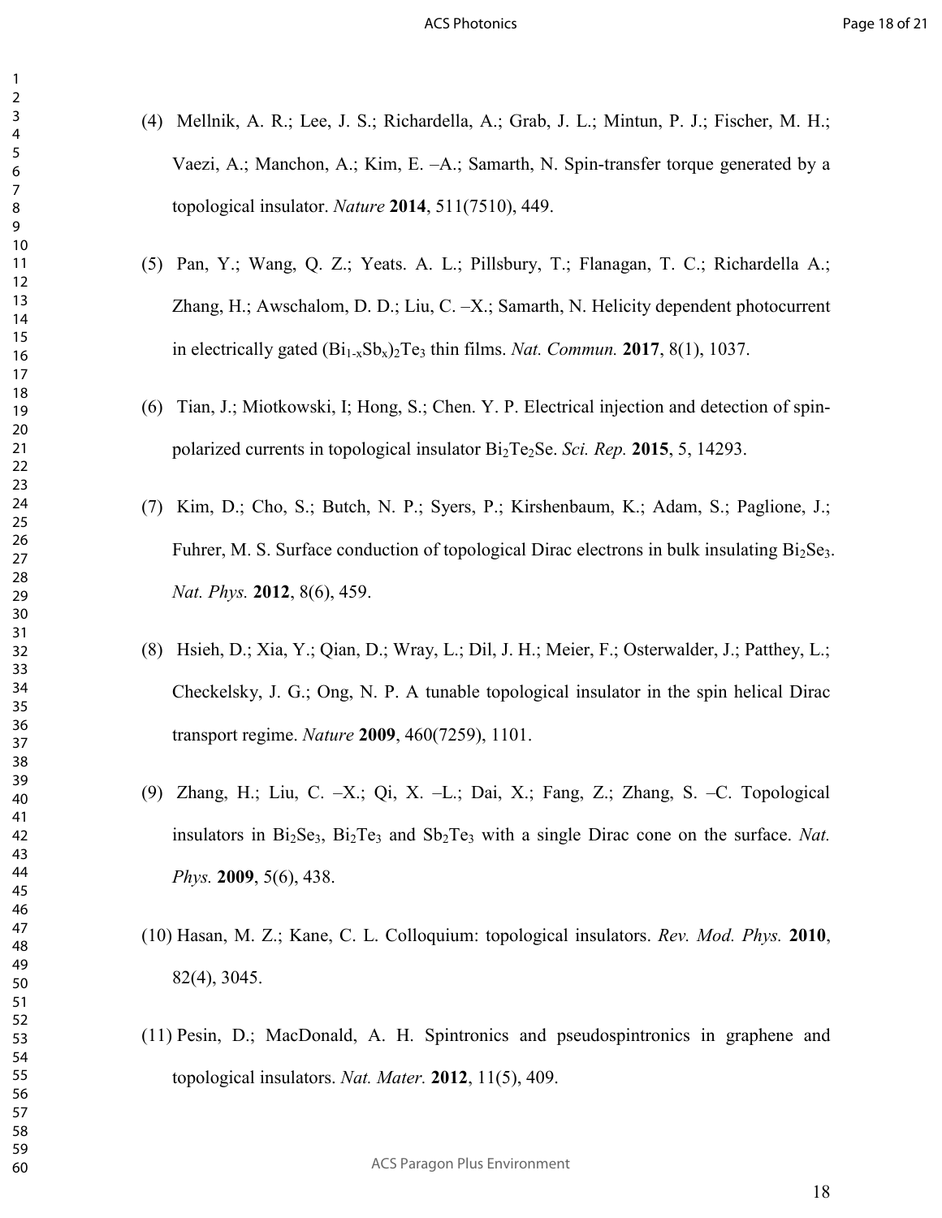(4) Mellnik, A. R.; Lee, J. S.; Richardella, A.; Grab, J. L.; Mintun, P. J.; Fischer, M. H.; Vaezi, A.; Manchon, A.; Kim, E. –A.; Samarth, N. Spin-transfer torque generated by a topological insulator. *Nature* **2014**, 511(7510), 449.

(5) Pan, Y.; Wang, Q. Z.; Yeats. A. L.; Pillsbury, T.; Flanagan, T. C.; Richardella A.; Zhang, H.; Awschalom, D. D.; Liu, C. –X.; Samarth, N. Helicity dependent photocurrent in electrically gated $(Bi_{1-x}Sb_x)_2Te_3$ thin films. *Nat. Commun.* **2017**, 8(1), 1037.

(6) Tian, J.; Miotkowski, I; Hong, S.; Chen. Y. P. Electrical injection and detection of spin-polarized currents in topological insulator $Bi_2Te_2Se$. *Sci. Rep.* **2015**, 5, 14293.

(7) Kim, D.; Cho, S.; Butch, N. P.; Syers, P.; Kirshenbaum, K.; Adam, S.; Paglione, J.; Fuhrer, M. S. Surface conduction of topological Dirac electrons in bulk insulating $Bi_2Se_3$. *Nat. Phys.* **2012**, 8(6), 459.

(8) Hsieh, D.; Xia, Y.; Qian, D.; Wray, L.; Dil, J. H.; Meier, F.; Osterwalder, J.; Patthey, L.; Checkelsky, J. G.; Ong, N. P. A tunable topological insulator in the spin helical Dirac transport regime. *Nature* **2009**, 460(7259), 1101.

(9) Zhang, H.; Liu, C. –X.; Qi, X. –L.; Dai, X.; Fang, Z.; Zhang, S. –C. Topological insulators in $Bi_2Se_3$, $Bi_2Te_3$ and $Sb_2Te_3$ with a single Dirac cone on the surface. *Nat. Phys.* **2009**, 5(6), 438.

(10) Hasan, M. Z.; Kane, C. L. Colloquium: topological insulators. *Rev. Mod. Phys.* **2010**, 82(4), 3045.

(11) Pesin, D.; MacDonald, A. H. Spintronics and pseudospintronics in graphene and topological insulators. *Nat. Mater.* **2012**, 11(5), 409.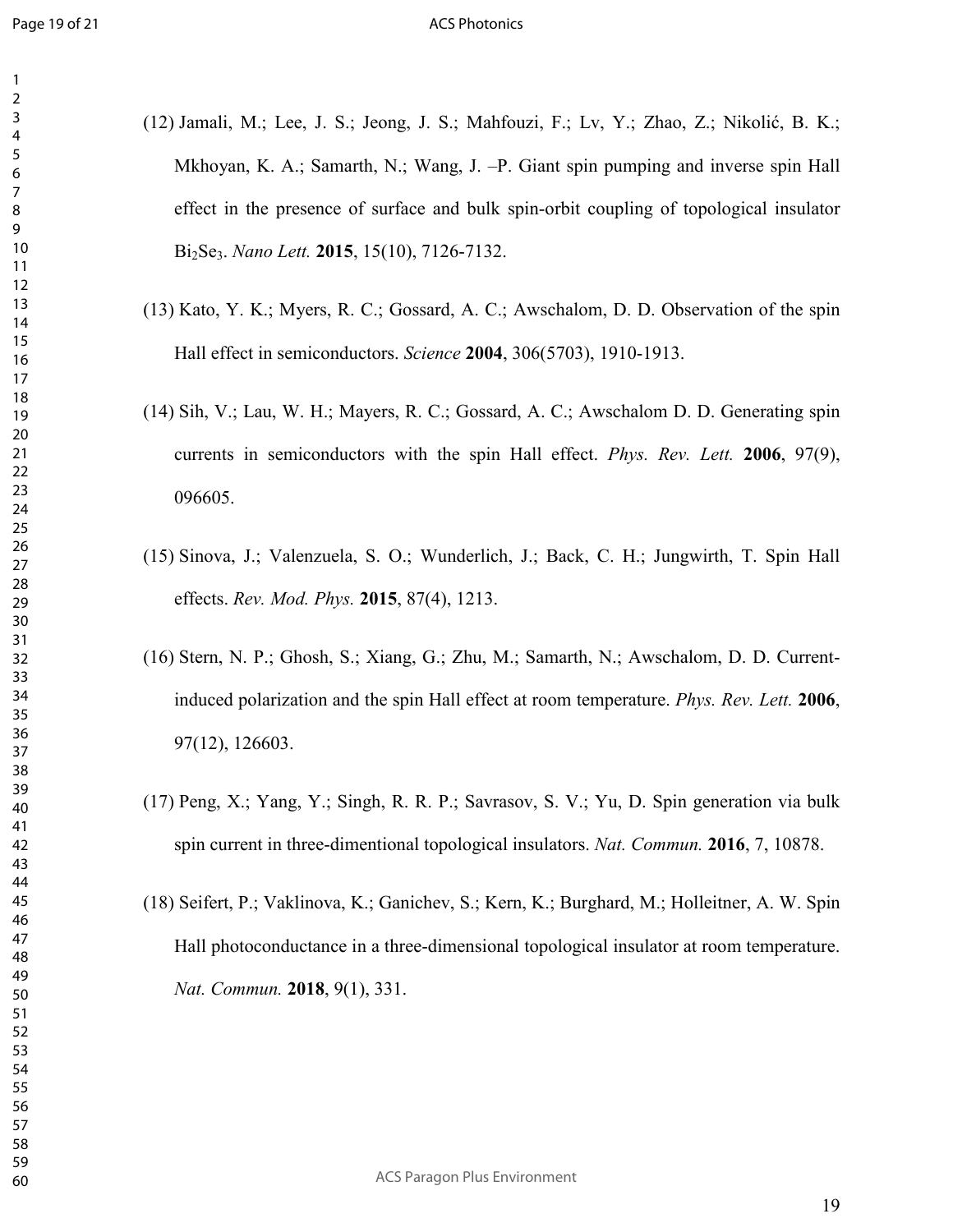(12) Jamali, M.; Lee, J. S.; Jeong, J. S.; Mahfouzi, F.; Lv, Y.; Zhao, Z.; Nikolić, B. K.; Mkhoyan, K. A.; Samarth, N.; Wang, J. –P. Giant spin pumping and inverse spin Hall effect in the presence of surface and bulk spin-orbit coupling of topological insulator $Bi_2Se_3$. *Nano Lett.* **2015**, 15(10), 7126-7132.

(13) Kato, Y. K.; Myers, R. C.; Gossard, A. C.; Awschalom, D. D. Observation of the spin Hall effect in semiconductors. *Science* **2004**, 306(5703), 1910-1913.

(14) Sih, V.; Lau, W. H.; Mayers, R. C.; Gossard, A. C.; Awschalom D. D. Generating spin currents in semiconductors with the spin Hall effect. *Phys. Rev. Lett.* **2006**, 97(9), 096605.

(15) Sinova, J.; Valenzuela, S. O.; Wunderlich, J.; Back, C. H.; Jungwirth, T. Spin Hall effects. *Rev. Mod. Phys.* **2015**, 87(4), 1213.

(16) Stern, N. P.; Ghosh, S.; Xiang, G.; Zhu, M.; Samarth, N.; Awschalom, D. D. Current-induced polarization and the spin Hall effect at room temperature. *Phys. Rev. Lett.* **2006**, 97(12), 126603.

(17) Peng, X.; Yang, Y.; Singh, R. R. P.; Savrasov, S. V.; Yu, D. Spin generation via bulk spin current in three-dimentional topological insulators. *Nat. Commun.* **2016**, 7, 10878.

(18) Seifert, P.; Vaklinova, K.; Ganichev, S.; Kern, K.; Burghard, M.; Holleitner, A. W. Spin Hall photoconductance in a three-dimensional topological insulator at room temperature. *Nat. Commun.* **2018**, 9(1), 331.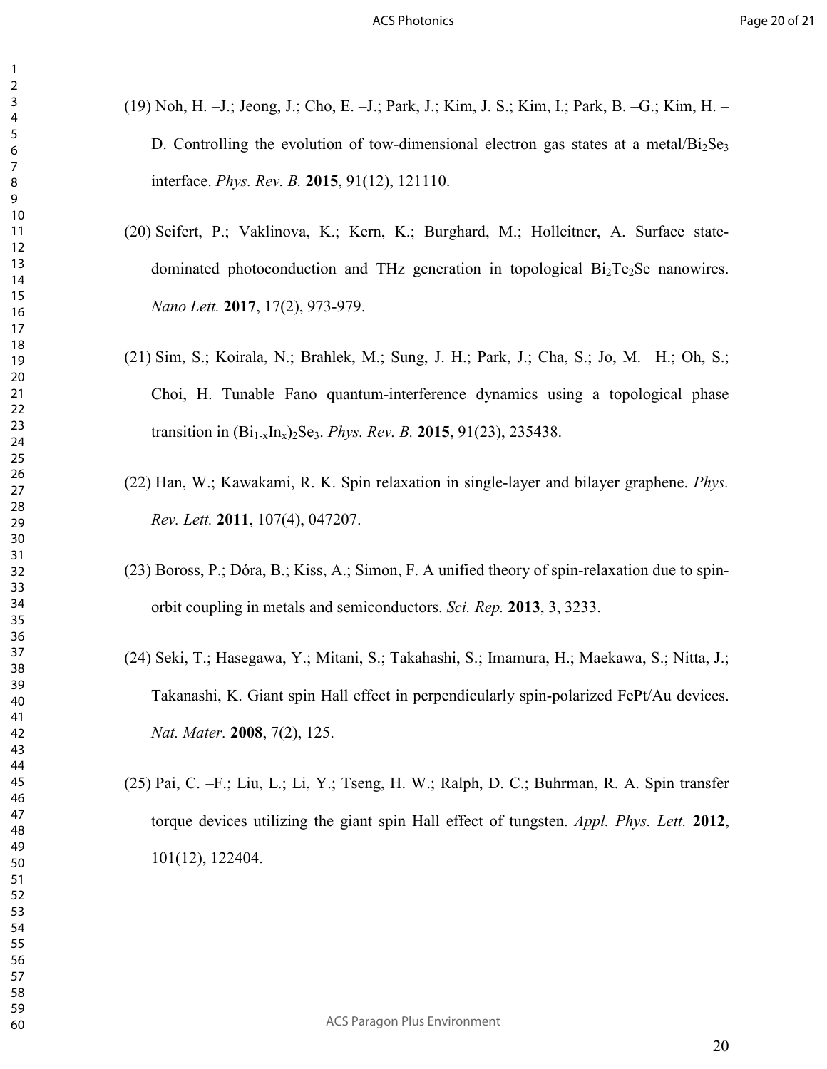(19) Noh, H. –J.; Jeong, J.; Cho, E. –J.; Park, J.; Kim, J. S.; Kim, I.; Park, B. –G.; Kim, H. –D. Controlling the evolution of tow-dimensional electron gas states at a metal/$Bi_2Se_3$ interface. *Phys. Rev. B.* **2015**, 91(12), 121110.

(20) Seifert, P.; Vaklinova, K.; Kern, K.; Burghard, M.; Holleitner, A. Surface state-dominated photoconduction and THz generation in topological $Bi_2Te_2Se$ nanowires. *Nano Lett.* **2017**, 17(2), 973-979.

(21) Sim, S.; Koirala, N.; Brahlek, M.; Sung, J. H.; Park, J.; Cha, S.; Jo, M. –H.; Oh, S.; Choi, H. Tunable Fano quantum-interference dynamics using a topological phase transition in $(Bi_{1-x}In_x)_2Se_3$. *Phys. Rev. B.* **2015**, 91(23), 235438.

(22) Han, W.; Kawakami, R. K. Spin relaxation in single-layer and bilayer graphene. *Phys. Rev. Lett.* **2011**, 107(4), 047207.

(23) Boross, P.; Dóra, B.; Kiss, A.; Simon, F. A unified theory of spin-relaxation due to spin-orbit coupling in metals and semiconductors. *Sci. Rep.* **2013**, 3, 3233.

(24) Seki, T.; Hasegawa, Y.; Mitani, S.; Takahashi, S.; Imamura, H.; Maekawa, S.; Nitta, J.; Takanashi, K. Giant spin Hall effect in perpendicularly spin-polarized FePt/Au devices. *Nat. Mater.* **2008**, 7(2), 125.

(25) Pai, C. –F.; Liu, L.; Li, Y.; Tseng, H. W.; Ralph, D. C.; Buhrman, R. A. Spin transfer torque devices utilizing the giant spin Hall effect of tungsten. *Appl. Phys. Lett.* **2012**, 101(12), 122404.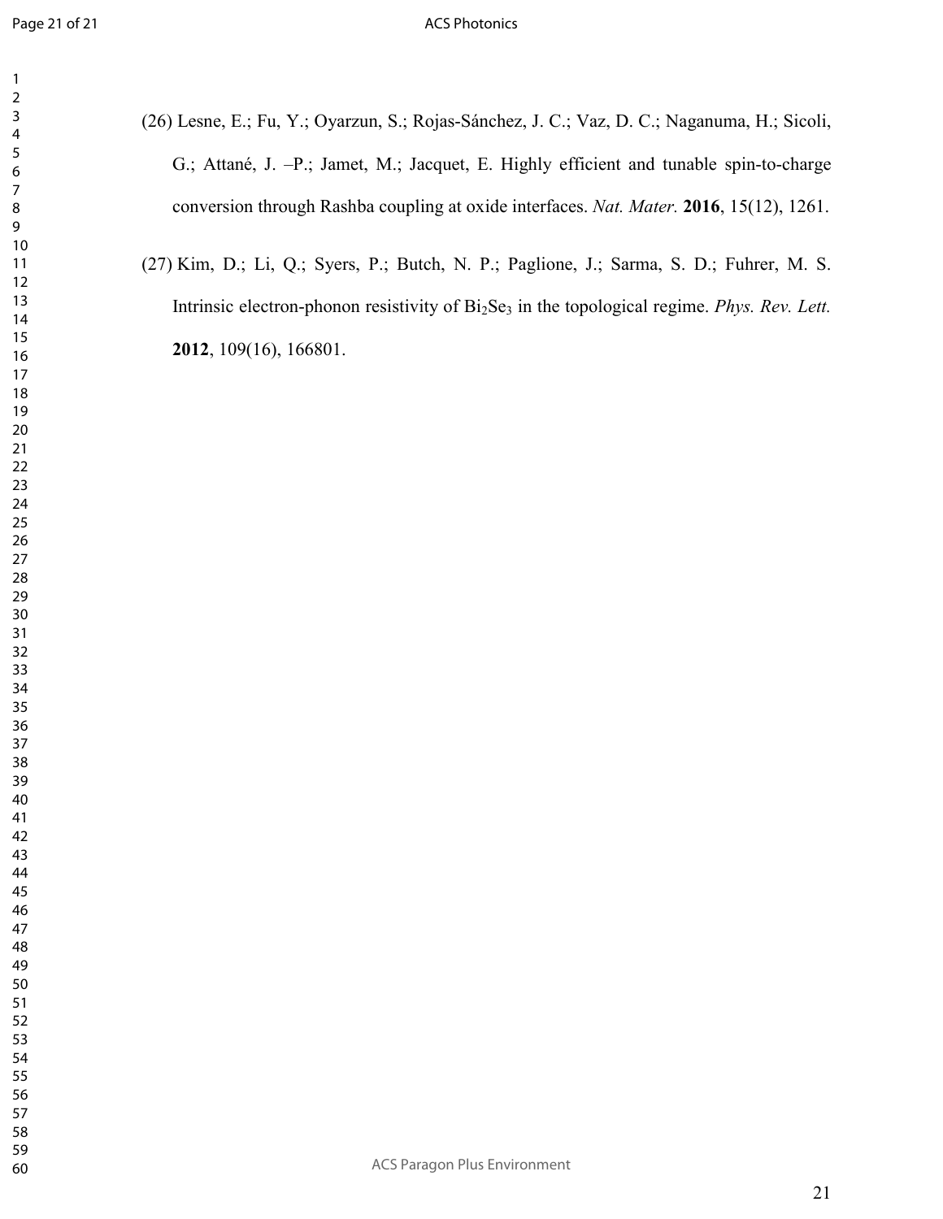(26) Lesne, E.; Fu, Y.; Oyarzun, S.; Rojas-Sánchez, J. C.; Vaz, D. C.; Naganuma, H.; Sicoli, G.; Attané, J. –P.; Jamet, M.; Jacquet, E. Highly efficient and tunable spin-to-charge conversion through Rashba coupling at oxide interfaces. *Nat. Mater.* **2016**, 15(12), 1261.

(27) Kim, D.; Li, Q.; Syers, P.; Butch, N. P.; Paglione, J.; Sarma, S. D.; Fuhrer, M. S. Intrinsic electron-phonon resistivity of $Bi_2Se_3$ in the topological regime. *Phys. Rev. Lett.* **2012**, 109(16), 166801.